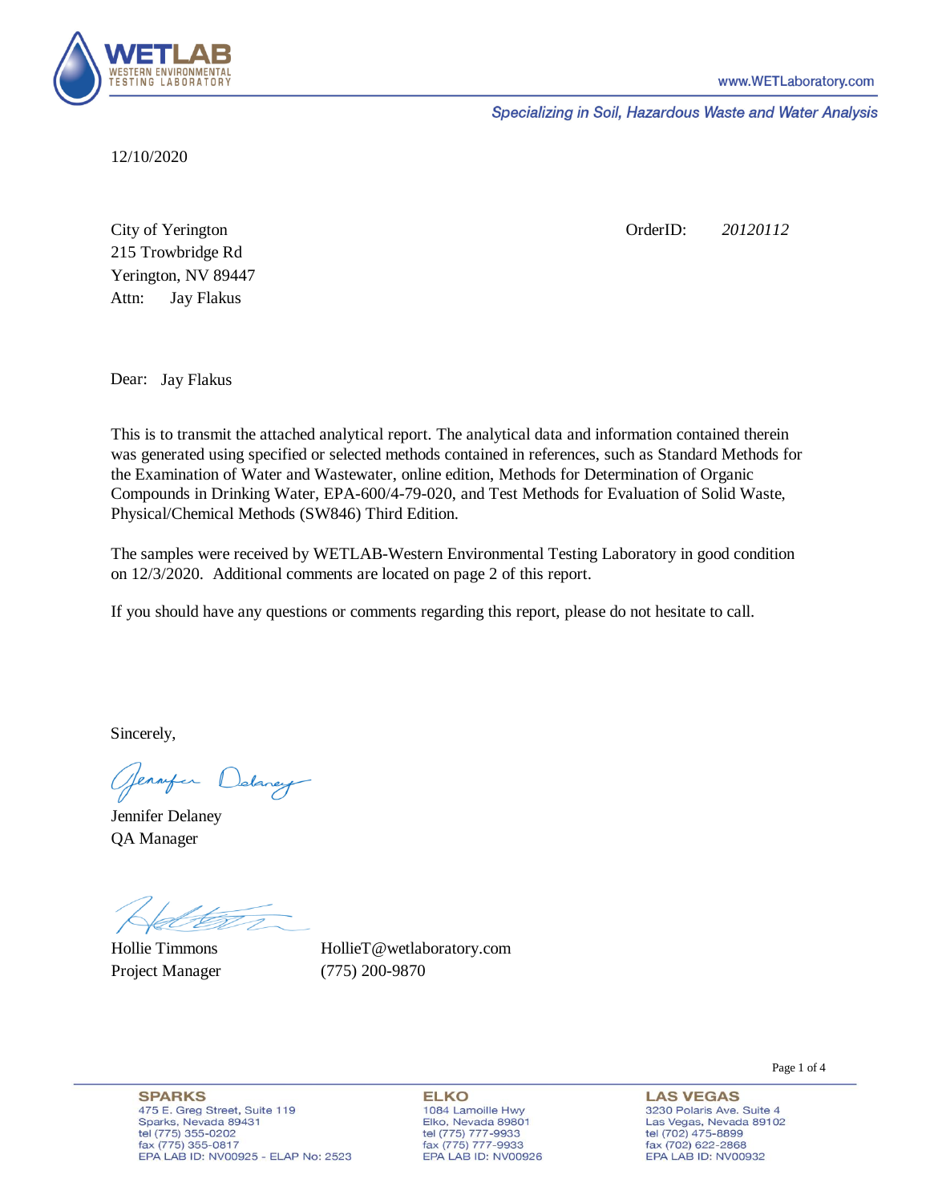**WETLAB**
WESTERN ENVIRONMENTAL TESTING LABORATORY

www.WETLaboratory.com

*Specializing in Soil, Hazardous Waste and Water Analysis*

12/10/2020

City of Yerington
215 Trowbridge Rd
Yerington, NV 89447
Attn: Jay Flakus

OrderID: *20120112*

Dear: Jay Flakus

This is to transmit the attached analytical report. The analytical data and information contained therein was generated using specified or selected methods contained in references, such as Standard Methods for the Examination of Water and Wastewater, online edition, Methods for Determination of Organic Compounds in Drinking Water, EPA-600/4-79-020, and Test Methods for Evaluation of Solid Waste, Physical/Chemical Methods (SW846) Third Edition.

The samples were received by WETLAB-Western Environmental Testing Laboratory in good condition on 12/3/2020. Additional comments are located on page 2 of this report.

If you should have any questions or comments regarding this report, please do not hesitate to call.

Sincerely,

Jennifer Delaney
QA Manager

Hollie Timmons
Project Manager

HollieT@wetlaboratory.com
(775) 200-9870

**SPARKS**
475 E. Greg Street, Suite 119
Sparks, Nevada 89431
tel (775) 355-0202
fax (775) 355-0817
EPA LAB ID: NV00925 - ELAP No: 2523

**ELKO**
1084 Lamoille Hwy
Elko, Nevada 89801
tel (775) 777-9933
fax (775) 777-9933
EPA LAB ID: NV00926

**LAS VEGAS**
3230 Polaris Ave. Suite 4
Las Vegas, Nevada 89102
tel (702) 475-8899
fax (702) 622-2868
EPA LAB ID: NV00932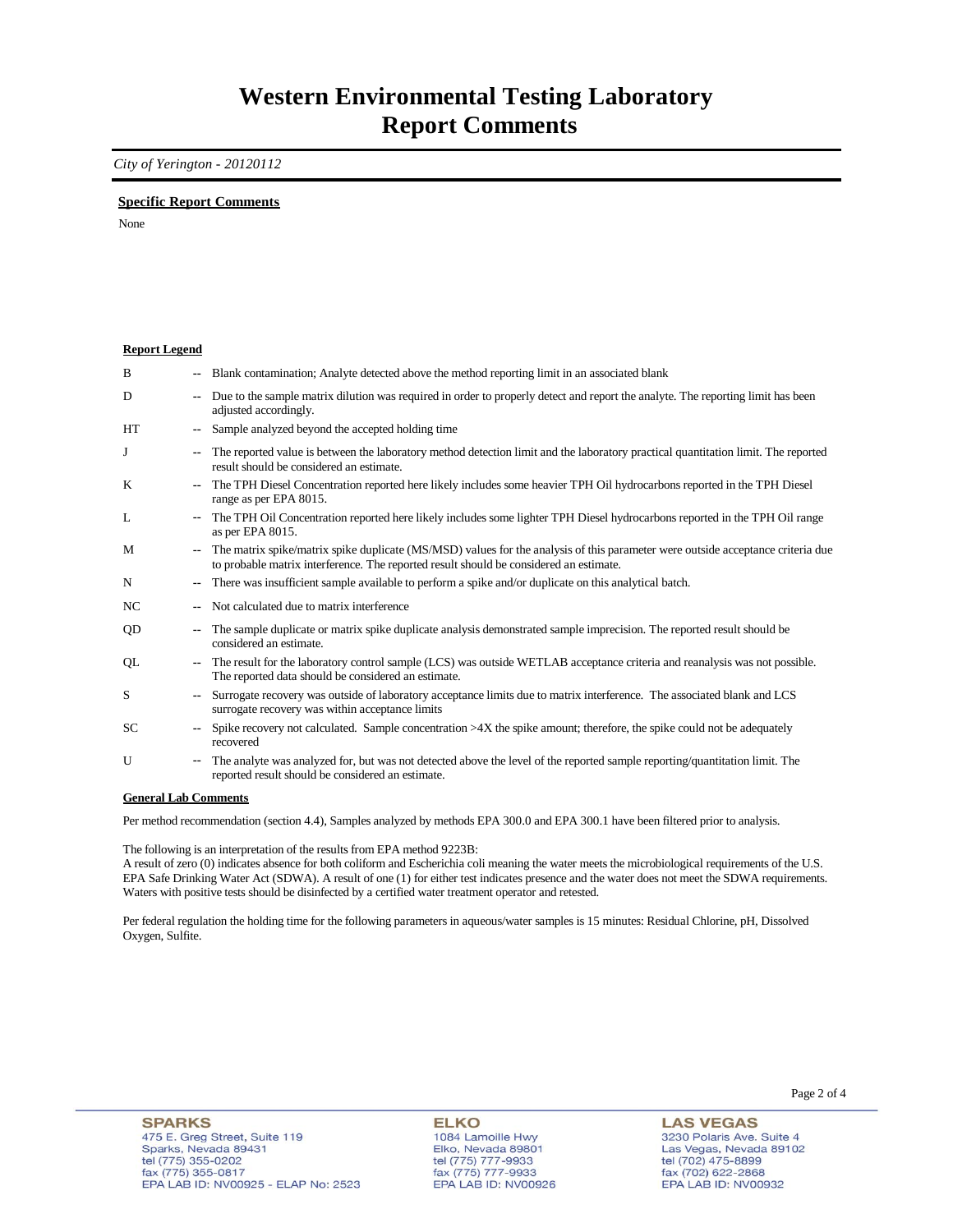# Western Environmental Testing Laboratory
# Report Comments

*City of Yerington - 20120112*

**Specific Report Comments**

None

**Report Legend**

| | | |
|---|---|---|
| B | -- | Blank contamination; Analyte detected above the method reporting limit in an associated blank |
| D | -- | Due to the sample matrix dilution was required in order to properly detect and report the analyte. The reporting limit has been adjusted accordingly. |
| HT | -- | Sample analyzed beyond the accepted holding time |
| J | -- | The reported value is between the laboratory method detection limit and the laboratory practical quantitation limit. The reported result should be considered an estimate. |
| K | -- | The TPH Diesel Concentration reported here likely includes some heavier TPH Oil hydrocarbons reported in the TPH Diesel range as per EPA 8015. |
| L | -- | The TPH Oil Concentration reported here likely includes some lighter TPH Diesel hydrocarbons reported in the TPH Oil range as per EPA 8015. |
| M | -- | The matrix spike/matrix spike duplicate (MS/MSD) values for the analysis of this parameter were outside acceptance criteria due to probable matrix interference. The reported result should be considered an estimate. |
| N | -- | There was insufficient sample available to perform a spike and/or duplicate on this analytical batch. |
| NC | -- | Not calculated due to matrix interference |
| QD | -- | The sample duplicate or matrix spike duplicate analysis demonstrated sample imprecision. The reported result should be considered an estimate. |
| QL | -- | The result for the laboratory control sample (LCS) was outside WETLAB acceptance criteria and reanalysis was not possible. The reported data should be considered an estimate. |
| S | -- | Surrogate recovery was outside of laboratory acceptance limits due to matrix interference. The associated blank and LCS surrogate recovery was within acceptance limits |
| SC | -- | Spike recovery not calculated. Sample concentration >4X the spike amount; therefore, the spike could not be adequately recovered |
| U | -- | The analyte was analyzed for, but was not detected above the level of the reported sample reporting/quantitation limit. The reported result should be considered an estimate. |

**General Lab Comments**

Per method recommendation (section 4.4), Samples analyzed by methods EPA 300.0 and EPA 300.1 have been filtered prior to analysis.

The following is an interpretation of the results from EPA method 9223B:
A result of zero (0) indicates absence for both coliform and Escherichia coli meaning the water meets the microbiological requirements of the U.S. EPA Safe Drinking Water Act (SDWA). A result of one (1) for either test indicates presence and the water does not meet the SDWA requirements. Waters with positive tests should be disinfected by a certified water treatment operator and retested.

Per federal regulation the holding time for the following parameters in aqueous/water samples is 15 minutes: Residual Chlorine, pH, Dissolved Oxygen, Sulfite.

**SPARKS**
475 E. Greg Street, Suite 119
Sparks, Nevada 89431
tel (775) 355-0202
fax (775) 355-0817
EPA LAB ID: NV00925 - ELAP No: 2523

**ELKO**
1084 Lamoille Hwy
Elko, Nevada 89801
tel (775) 777-9933
fax (775) 777-9933
EPA LAB ID: NV00926

**LAS VEGAS**
3230 Polaris Ave. Suite 4
Las Vegas, Nevada 89102
tel (702) 475-8899
fax (702) 622-2868
EPA LAB ID: NV00932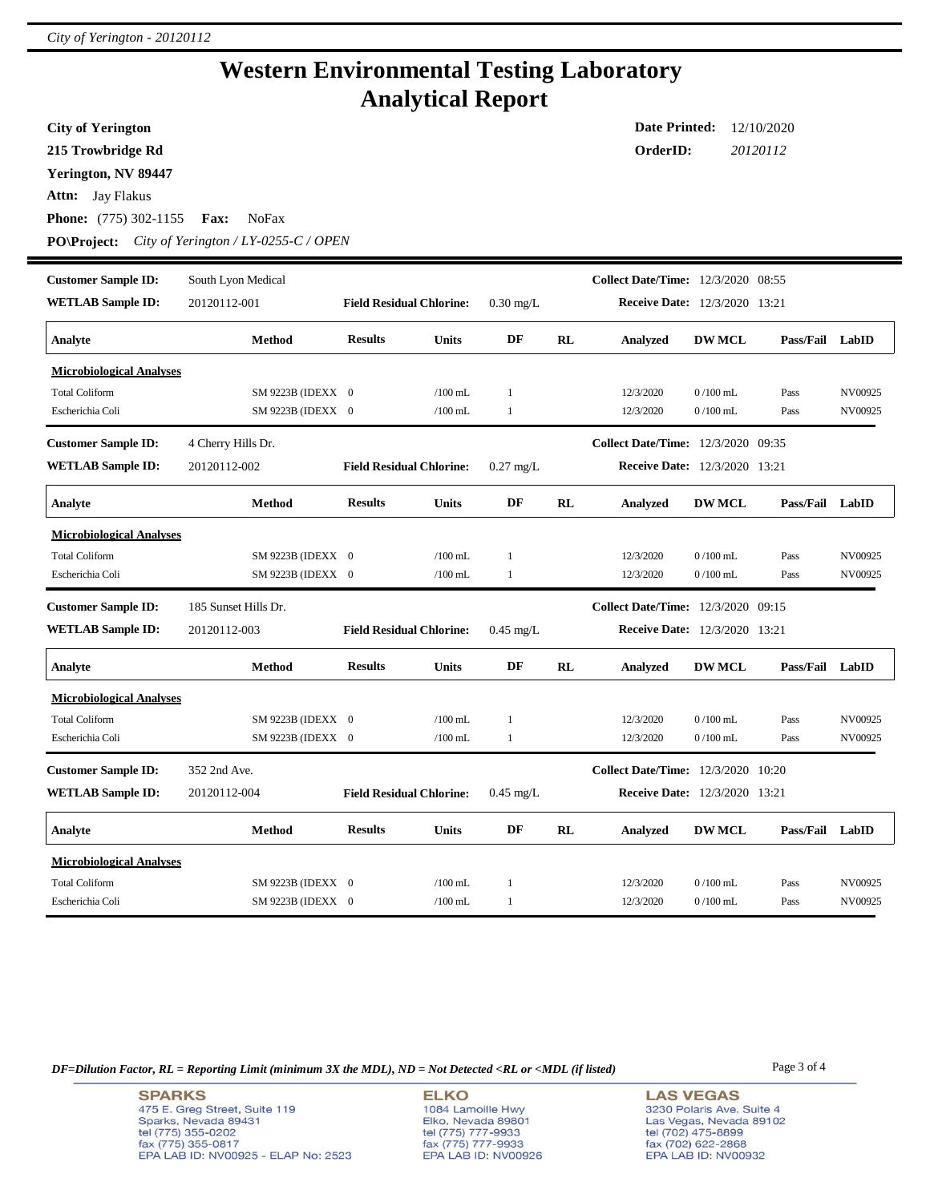# Western Environmental Testing Laboratory
# Analytical Report

**City of Yerington**
**215 Trowbridge Rd**
**Yerington, NV 89447**
**Attn:** Jay Flakus
**Phone:** (775) 302-1155 **Fax:** NoFax
**PO\Project:** *City of Yerington / LY-0255-C / OPEN*

**Date Printed:** 12/10/2020
**OrderID:** *20120112*

---

**Customer Sample ID:** South Lyon Medical
**WETLAB Sample ID:** 20120112-001
**Field Residual Chlorine:** 0.30 mg/L
**Collect Date/Time:** 12/3/2020 08:55
**Receive Date:** 12/3/2020 13:21

| Analyte | Method | Results | Units | DF | RL | Analyzed | DW MCL | Pass/Fail | LabID |
|---|---|---|---|---|---|---|---|---|---|
| **Microbiological Analyses** | | | | | | | | | |
| Total Coliform | SM 9223B (IDEXX | 0 | /100 mL | 1 | | 12/3/2020 | 0 /100 mL | Pass | NV00925 |
| Escherichia Coli | SM 9223B (IDEXX | 0 | /100 mL | 1 | | 12/3/2020 | 0 /100 mL | Pass | NV00925 |

**Customer Sample ID:** 4 Cherry Hills Dr.
**WETLAB Sample ID:** 20120112-002
**Field Residual Chlorine:** 0.27 mg/L
**Collect Date/Time:** 12/3/2020 09:35
**Receive Date:** 12/3/2020 13:21

| Analyte | Method | Results | Units | DF | RL | Analyzed | DW MCL | Pass/Fail | LabID |
|---|---|---|---|---|---|---|---|---|---|
| **Microbiological Analyses** | | | | | | | | | |
| Total Coliform | SM 9223B (IDEXX | 0 | /100 mL | 1 | | 12/3/2020 | 0 /100 mL | Pass | NV00925 |
| Escherichia Coli | SM 9223B (IDEXX | 0 | /100 mL | 1 | | 12/3/2020 | 0 /100 mL | Pass | NV00925 |

**Customer Sample ID:** 185 Sunset Hills Dr.
**WETLAB Sample ID:** 20120112-003
**Field Residual Chlorine:** 0.45 mg/L
**Collect Date/Time:** 12/3/2020 09:15
**Receive Date:** 12/3/2020 13:21

| Analyte | Method | Results | Units | DF | RL | Analyzed | DW MCL | Pass/Fail | LabID |
|---|---|---|---|---|---|---|---|---|---|
| **Microbiological Analyses** | | | | | | | | | |
| Total Coliform | SM 9223B (IDEXX | 0 | /100 mL | 1 | | 12/3/2020 | 0 /100 mL | Pass | NV00925 |
| Escherichia Coli | SM 9223B (IDEXX | 0 | /100 mL | 1 | | 12/3/2020 | 0 /100 mL | Pass | NV00925 |

**Customer Sample ID:** 352 2nd Ave.
**WETLAB Sample ID:** 20120112-004
**Field Residual Chlorine:** 0.45 mg/L
**Collect Date/Time:** 12/3/2020 10:20
**Receive Date:** 12/3/2020 13:21

| Analyte | Method | Results | Units | DF | RL | Analyzed | DW MCL | Pass/Fail | LabID |
|---|---|---|---|---|---|---|---|---|---|
| **Microbiological Analyses** | | | | | | | | | |
| Total Coliform | SM 9223B (IDEXX | 0 | /100 mL | 1 | | 12/3/2020 | 0 /100 mL | Pass | NV00925 |
| Escherichia Coli | SM 9223B (IDEXX | 0 | /100 mL | 1 | | 12/3/2020 | 0 /100 mL | Pass | NV00925 |

*DF=Dilution Factor, RL = Reporting Limit (minimum 3X the MDL), ND = Not Detected <RL or <MDL (if listed)*

**SPARKS**
475 E. Greg Street, Suite 119
Sparks, Nevada 89431
tel (775) 355-0202
fax (775) 355-0817
EPA LAB ID: NV00925 - ELAP No: 2523

**ELKO**
1084 Lamoille Hwy
Elko, Nevada 89801
tel (775) 777-9933
fax (775) 777-9933
EPA LAB ID: NV00926

**LAS VEGAS**
3230 Polaris Ave. Suite 4
Las Vegas, Nevada 89102
tel (702) 475-8899
fax (702) 622-2868
EPA LAB ID: NV00932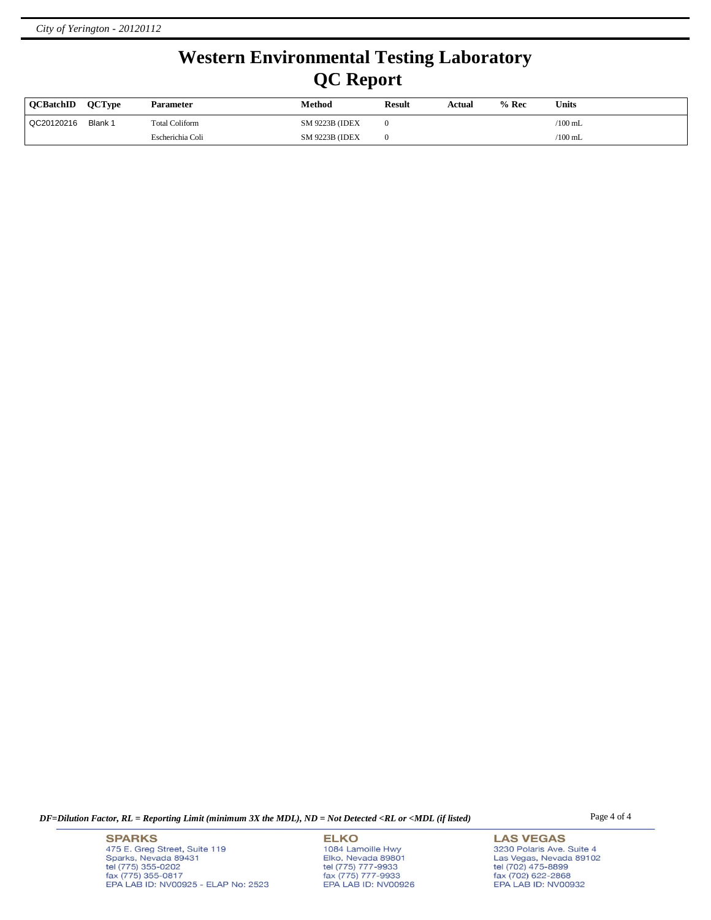# Western Environmental Testing Laboratory
## QC Report

| QCBatchID | QCType | Parameter | Method | Result | Actual | % Rec | Units |
|---|---|---|---|---|---|---|---|
| QC20120216 | Blank 1 | Total Coliform | SM 9223B (IDEX | 0 | | | /100 mL |
| | | Escherichia Coli | SM 9223B (IDEX | 0 | | | /100 mL |

*DF=Dilution Factor, RL = Reporting Limit (minimum 3X the MDL), ND = Not Detected <RL or <MDL (if listed)*

**SPARKS**
475 E. Greg Street, Suite 119
Sparks, Nevada 89431
tel (775) 355-0202
fax (775) 355-0817
EPA LAB ID: NV00925 - ELAP No: 2523

**ELKO**
1084 Lamoille Hwy
Elko, Nevada 89801
tel (775) 777-9933
fax (775) 777-9933
EPA LAB ID: NV00926

**LAS VEGAS**
3230 Polaris Ave. Suite 4
Las Vegas, Nevada 89102
tel (702) 475-8899
fax (702) 622-2868
EPA LAB ID: NV00932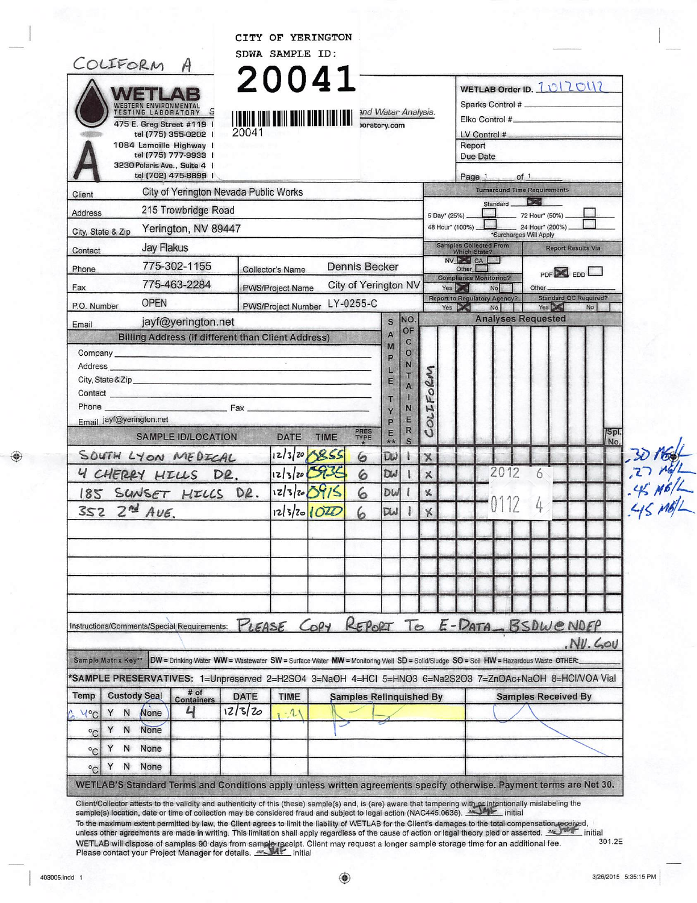COLIFORM A

CITY OF YERINGTON
SDWA SAMPLE ID:
# 20041

20041

**WETLAB**
WESTERN ENVIRONMENTAL TESTING LABORATORY

475 E. Greg Street #119 | tel (775) 355-0202
1084 Lamoille Highway | tel (775) 777-9933
3230 Polaris Ave., Suite 4 | tel (702) 475-8899

...and Water Analysis.
...boratory.com

**WETLAB Order ID.** 20120112
Sparks Control #
Elko Control #
LV Control #
Report Due Date
Page 1 of 1

| | |
|---|---|
| Client | City of Yerington Nevada Public Works |
| Address | 215 Trowbridge Road |
| City, State & Zip | Yerington, NV 89447 |
| Contact | Jay Flakus |
| Phone | 775-302-1155 |
| Fax | 775-463-2284 |
| P.O. Number | OPEN |
| Email | jayf@yerington.net |

Collector's Name: Dennis Becker
PWS/Project Name: City of Yerington NV
PWS/Project Number: LY-0255-C

**Turnaround Time Requirements**
Standard [X]
5 Day* (25%) [ ] 72 Hour* (50%) [ ]
48 Hour* (100%) [ ] 24 Hour* (200%) [ ]
*Surcharges Will Apply

Samples Collected From Which State? NV [X] CA [ ] Other [ ]
Compliance Monitoring? Yes [X] No [ ]
Report to Regulatory Agency? Yes [X] No [ ]
Report Results Via: PDF [X] EDD [ ] Other
Standard QC Required? Yes [X] No [ ]

**Billing Address (if different than Client Address)**
Company
Address
City, State & Zip
Contact
Phone Fax
Email jayf@yerington.net

Analyses Requested: COLIFORM

| SAMPLE ID/LOCATION | DATE | TIME | PRES TYPE * | SAMPLE TYPE ** | NO. OF CONTAINERS | COLIFORM | Spl. No. |
|---|---|---|---|---|---|---|---|
| SOUTH LYON MEDICAL | 12/3/20 | 0855 | 6 | DW | 1 | X | |
| 4 CHERRY HILLS DR. | 12/3/20 | 0935 | 6 | DW | 1 | X | |
| 185 SUNSET HILLS DR. | 12/3/20 | 0915 | 6 | DW | 1 | X | |
| 352 2nd AVE. | 12/3/20 | 1020 | 6 | DW | 1 | X | |

2012 6
0112 4

.30 MG/L
.27 MG/L
.45 MG/L
.45 MG/L

Instructions/Comments/Special Requirements: PLEASE COPY REPORT TO E-DATA_BSDW@NDEP.NV.GOV

Sample Matrix Key** DW = Drinking Water WW = Wastewater SW = Surface Water MW = Monitoring Well SD = Solid/Sludge SO = Soil HW = Hazardous Waste OTHER:

*SAMPLE PRESERVATIVES: 1=Unpreserved 2=H2SO4 3=NaOH 4=HCl 5=HNO3 6=Na2S2O3 7=ZnOAc+NaOH 8=HCl/VOA Vial

| Temp | Custody Seal | # of Containers | DATE | TIME | Samples Relinquished By | Samples Received By |
|---|---|---|---|---|---|---|
| 6.4 °C | Y N None | 4 | 12/3/20 | 1:21 | [signature] | [signature] |
| °C | Y N None | | | | | |
| °C | Y N None | | | | | |
| °C | Y N None | | | | | |

**WETLAB'S Standard Terms and Conditions apply unless written agreements specify otherwise. Payment terms are Net 30.**

Client/Collector attests to the validity and authenticity of this (these) sample(s) and, is (are) aware that tampering with or intentionally mislabeling the sample(s) location, date or time of collection may be considered fraud and subject to legal action (NAC445.0636). ____ initial
To the maximum extent permitted by law, the Client agrees to limit the liability of WETLAB for the Client's damages to the total compensation received, unless other agreements are made in writing. This limitation shall apply regardless of the cause of action or legal theory pled or asserted. ____ initial
WETLAB will dispose of samples 90 days from sample receipt. Client may request a longer sample storage time for an additional fee. Please contact your Project Manager for details. ____ initial

301.2E